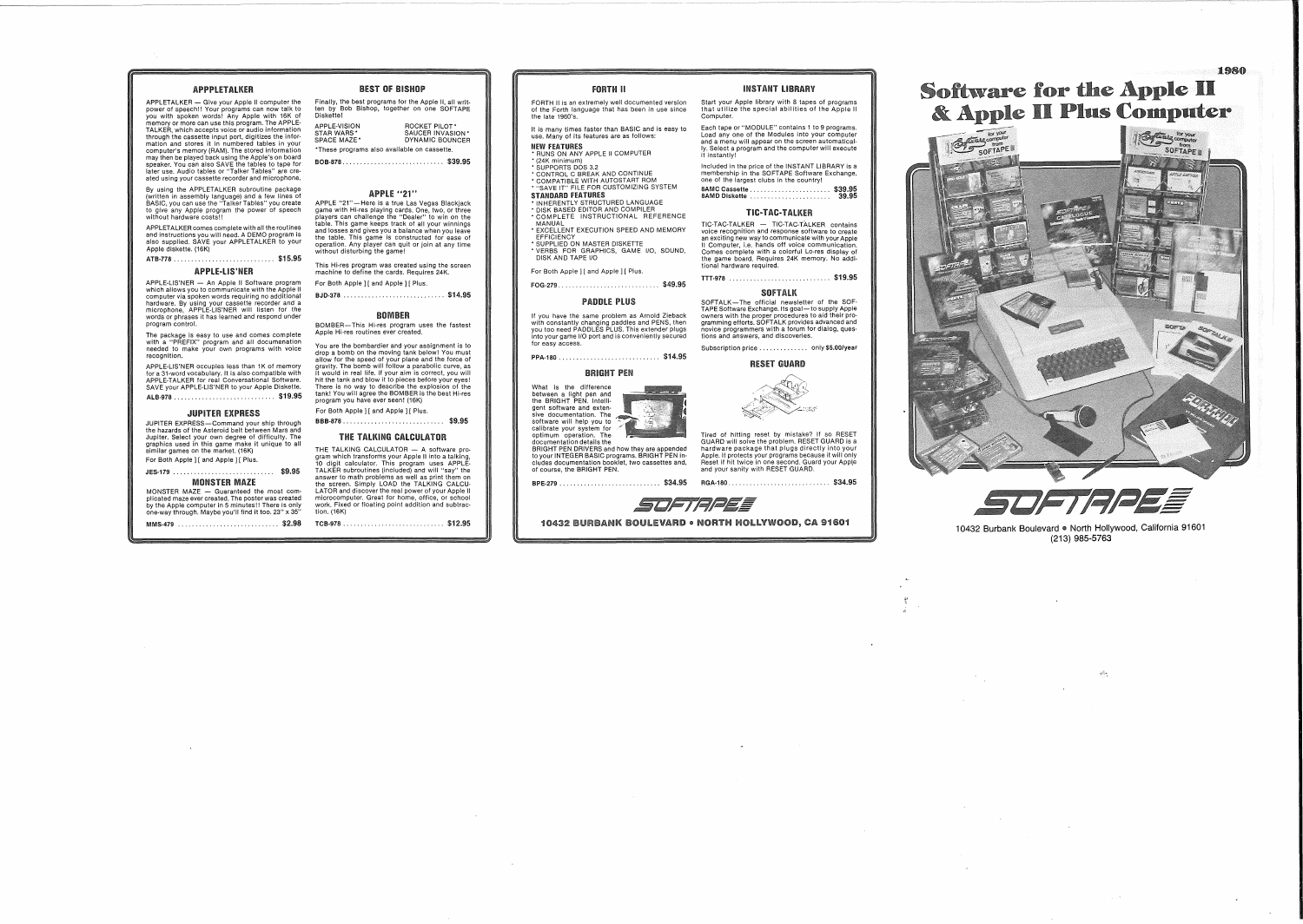## APPPLETALKER

APPPLETALKER — Give your Apple II computer the power of speech!! Your programs can now talk to you with spoken words! Any Apple with 16K of memory or more can use this program. The APPLE-TALKER, which accepts voice or audio information through the cassette input port, digitizes the information and stores it in numbered tables in your computer's memory (RAM). The stored information may then be played back using the Apple's on board speaker. You can also SAVE the tables to tape for later use. Audio tables or "Talker Tables" are created using your cassette recorder and microphone.

By using the APPLETALKER subroutine package (written in assembly language) and a few lines of BASIC, you can use the "Talker Tables" you create to give any Apple program the power of speech without hardware costs!!

APPLETALKER comes complete with all the routines and instructions you will need. A DEMO program is also supplied. SAVE your APPLETALKER to your Apple diskette. (16K)

ATB-778 .............................. $15.95

## APPLE-LIS'NER

APPLE-LIS'NER — An Apple II Software program which allows you to communicate with the Apple II computer via spoken words requiring no additional hardware. By using your cassette recorder and a microphone, APPLE-LIS'NER will listen for the words or phrases it has learned and respond under program control.

The package is easy to use and comes complete with a "PREFIX" program and all documenation needed to make your own programs with voice recognition.

APPLE-LIS'NER occupies less than 1K of memory for a 31-word vocabulary. It is also compatible with APPLE-TALKER for real Conversational Software. SAVE your APPLE-LIS'NER to your Apple Diskette.

ALB-978 .............................. $19.95

## JUPITER EXPRESS

JUPITER EXPRESS—Command your ship through the hazards of the Asteroid belt between Mars and Jupiter. Select your own degree of difficulty. The graphics used in this game make it unique to all similar games on the market. (16K)

For Both Apple ][ and Apple ][ Plus.

JES-179 .............................. $9.95

## MONSTER MAZE

MONSTER MAZE — Guaranteed the most complicated maze ever created. The poster was created by the Apple computer in 5 minutes!! There is only one-way through. Maybe you'll find it too. 23" x 35"

MMS-479 .............................. $2.98

## BEST OF BISHOP

Finally, the best programs for the Apple II, all written by Bob Bishop, together on one SOFTAPE Diskette!

| | |
|---|---|
| APPLE-VISION | ROCKET PILOT* |
| STAR WARS* | SAUCER INVASION* |
| SPACE MAZE* | DYNAMIC BOUNCER |

*These programs also available on cassette.

BOB-878 .............................. $39.95

## APPLE "21"

APPLE "21"—Here is a true Las Vegas Blackjack game with Hi-res playing cards. One, two, or three players can challenge the "Dealer" to win on the table. This game keeps track of all your winnings and losses and gives you a balance when you leave the table. This game is constructed for ease of operation. Any player can quit or join at any time without disturbing the game!

This Hi-res program was created using the screen machine to define the cards. Requires 24K.

For Both Apple ][ and Apple ][ Plus.

BJD-378 .............................. $14.95

## BOMBER

BOMBER—This Hi-res program uses the fastest Apple Hi-res routines ever created.

You are the bombardier and your assignment is to drop a bomb on the moving tank below! You must allow for the speed of your plane and the force of gravity. The bomb will follow a parabolic curve, as it would in real life. If your aim is correct, you will hit the tank and blow it to pieces before your eyes! There is no way to describe the explosion of the tank! You will agree the BOMBER is the best Hi-res program you have ever seen! (16K)

For Both Apple ][ and Apple ][ Plus.

BBB-878 .............................. $9.95

## THE TALKING CALCULATOR

THE TALKING CALCULATOR — A software program which transforms your Apple II into a talking, 10 digit calculator. This program uses APPLE-TALKER subroutines (included) and will "say" the answer to math problems as well as print them on the screen. Simply LOAD the TALKING CALCULATOR and discover the real power of your Apple II microcomputer. Great for home, office, or school work. Fixed or floating point addition and subtraction. (16K)

TCB-978 .............................. $12.95

## FORTH II

FORTH II is an extremely well documented version of the Forth language that has been in use since the late 1960's.

It is many times faster than BASIC and is easy to use. Many of its features are as follows:

**NEW FEATURES**
- RUNS ON ANY APPLE II COMPUTER
- (24K minimum)
- SUPPORTS DOS 3.2
- CONTROL C BREAK AND CONTINUE
- COMPATIBLE WITH AUTOSTART ROM
- "SAVE IT" FILE FOR CUSTOMIZING SYSTEM

**STANDARD FEATURES**
- INHERENTLY STRUCTURED LANGUAGE
- DISK BASED EDITOR AND COMPILER
- COMPLETE INSTRUCTIONAL REFERENCE MANUAL
- EXCELLENT EXECUTION SPEED AND MEMORY EFFICIENCY
- SUPPLIED ON MASTER DISKETTE
- VERBS FOR GRAPHICS, GAME I/O, SOUND, DISK AND TAPE I/O

For Both Apple ][ and Apple ][ Plus.

FOG-279 .............................. $49.95

## PADDLE PLUS

If you have the same problem as Arnold Zieback with constantly changing paddles and PENS, then you too need PADDLES PLUS. This extender plugs into your game I/O port and is conveniently secured for easy access.

PPA-180 .............................. $14.95

## BRIGHT PEN

What is the difference between a light pen and the BRIGHT PEN. Intelligent software and extensive documentation. The software will help you to calibrate your system for optimum operation. The documentation details the BRIGHT PEN DRIVERS and how they are appended to your INTEGER BASIC programs. BRIGHT PEN includes documentation booklet, two cassettes and, of course, the BRIGHT PEN.

BPE-279 .............................. $34.95

## INSTANT LIBRARY

Start your Apple library with 8 tapes of programs that utilize the special abilities of the Apple II Computer.

Each tape or "MODULE" contains 1 to 9 programs. Load any one of the Modules into your computer and a menu will appear on the screen automatically. Select a program and the computer will execute it instantly!

Included in the price of the INSTANT LIBRARY is a membership in the SOFTAPE Software Exchange, one of the largest clubs in the country!

8AMC Cassette .............................. $39.95
8AMD Diskette .............................. 39.95

## TIC-TAC-TALKER

TIC-TAC-TALKER — TIC-TAC-TALKER contains voice recognition and response software to create an exciting new way to communicate with your Apple II Computer, i.e. hands off voice communication. Comes complete with a colorful Lo-res display of the game board. Requires 24K memory. No additional hardware required.

TTT-978 .............................. $19.95

## SOFTALK

SOFTALK—The official newsletter of the SOFTAPE Software Exchange. Its goal—to supply Apple owners with the proper procedures to aid their programming efforts. SOFTALK provides advanced and novice programmers with a forum for dialog, questions and answers, and discoveries.

Subscription price .............. only $5.00/year

## RESET GUARD

Tired of hitting reset by mistake? If so RESET GUARD will solve the problem. RESET GUARD is a hardware package that plugs directly into your Apple. It protects your programs because it will only Reset if hit twice in one second. Guard your Apple and your sanity with RESET GUARD.

RGA-180 .............................. $34.95

SOFTAPE

10432 BURBANK BOULEVARD • NORTH HOLLYWOOD, CA 91601

1980

# Software for the Apple II & Apple II Plus Computer

SOFTAPE

10432 Burbank Boulevard • North Hollywood, California 91601
(213) 985-5763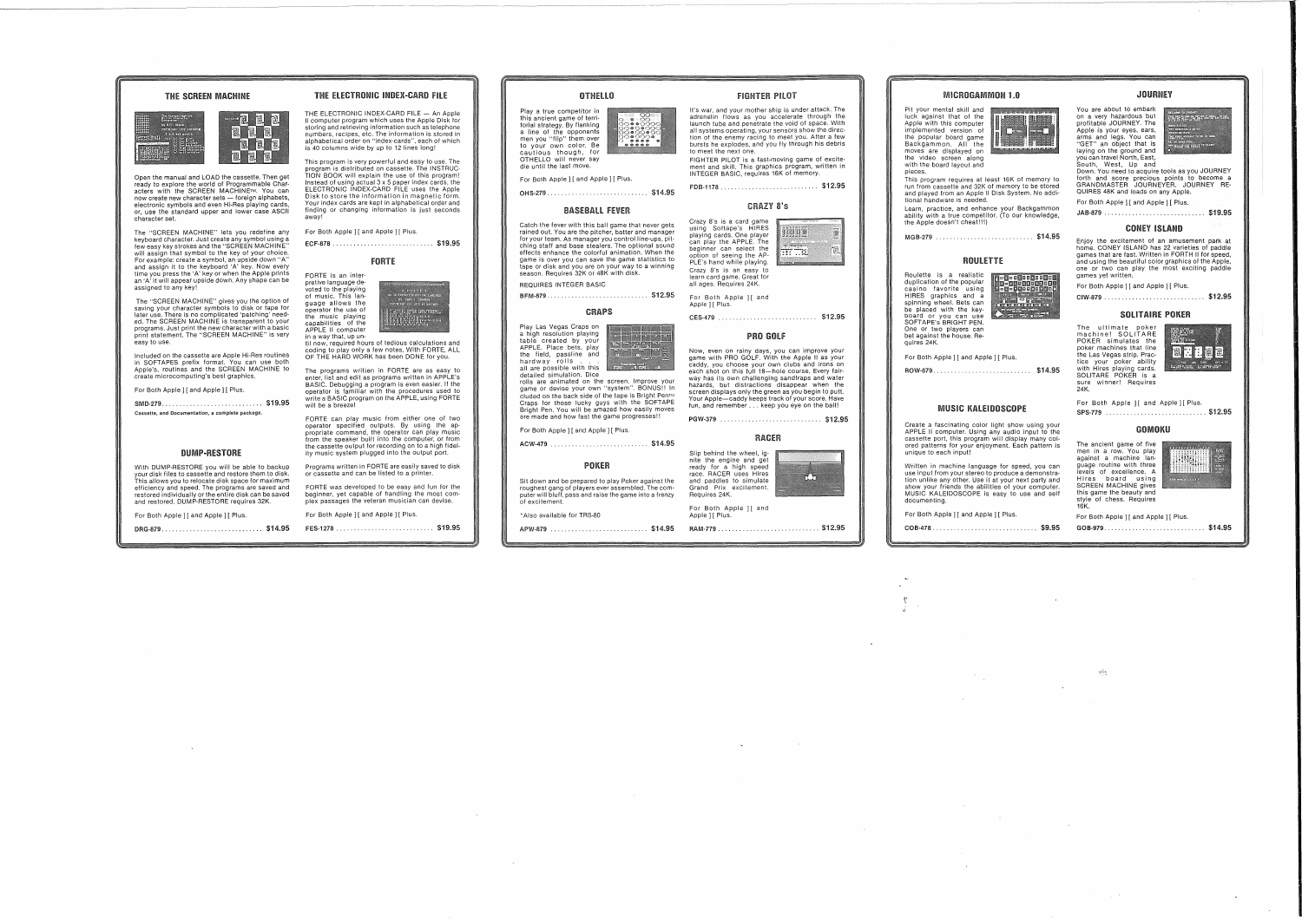## THE SCREEN MACHINE

Open the manual and LOAD the cassette. Then get ready to explore the world of Programmable Characters with the SCREEN MACHINE™. You can now create new character sets — foreign alphabets, electronic symbols and even Hi-Res playing cards, or, use the standard upper and lower case ASCII character set.

The "SCREEN MACHINE" lets you redefine any keyboard character. Just create any symbol using a few easy key strokes and the "SCREEN MACHINE" will assign that symbol to the key of your choice. For example: create a symbol, an upside down "A" and assign it to the keyboard 'A' key. Now every time you press the 'A' key or when the Apple prints an 'A' it will appear upside down. Any shape can be assigned to any key!

The "SCREEN MACHINE" gives you the option of saving your character symbols to disk or tape for later use. There is no complicated 'patching' needed. The SCREEN MACHINE is transparent to your programs. Just print the new character with a basic print statement. The "SCREEN MACHINE" is very easy to use.

Included on the cassette are Apple Hi-Res routines in SOFTAPES prefix format. You can use both Apple's, routines and the SCREEN MACHINE to create microcomputing's best graphics.

For Both Apple ][ and Apple ][ Plus.

SMD-279 .............................. $19.95

**Cassette, and Documentation, a complete package.**

## DUMP-RESTORE

With DUMP-RESTORE you will be able to backup your disk files to cassette and restore them to disk. This allows you to relocate disk space for maximum efficiency and speed. The programs are saved and restored individually or the entire disk can be saved and restored. DUMP-RESTORE requires 32K.

For Both Apple ][ and Apple ][ Plus.

DRG-879 .............................. $14.95

## THE ELECTRONIC INDEX-CARD FILE

THE ELECTRONIC INDEX-CARD FILE — An Apple II computer program which uses the Apple Disk for storing and retrieving information such as telephone numbers, recipes, etc. The information is stored in alphabetical order on "index-cards", each of which is 40 columns wide by up to 12 lines long!

This program is very powerful and easy to use. The program is distributed on cassette. The INSTRUCTION BOOK will explain the use of this program! Instead of using actual 3 x 5 paper index cards, the ELECTRONIC INDEX-CARD FILE uses the Apple Disk to store the information in magnetic form. Your index cards are kept in alphabetical order and finding or changing information is just seconds away!

For Both Apple ][ and Apple ][ Plus.

ECF-878 .............................. $19.95

## FORTE

FORTE is an interpretive language devoted to the playing of music. This language allows the operator the use of the music playing capabilities of the APPLE II computer in a way that, up until now, required hours of tedious calculations and coding to play only a few notes. With FORTE, ALL OF THE HARD WORK has been DONE for you.

The programs written in FORTE are as easy to enter, list and edit as programs written in APPLE's BASIC. Debugging a program is even easier. If the operator is familiar with the procedures used to write a BASIC program on the APPLE, using FORTE will be a breeze!

FORTE can play music from either one of two operator specified outputs. By using the appropriate command, the operator can play music from the speaker built into the computer, or from the cassette output for recording on to a high fidelity music system plugged into the output port.

Programs written in FORTE are easily saved to disk or cassette and can be listed to a printer.

FORTE was developed to be easy and fun for the beginner, yet capable of handling the most complex passages the veteran musician can devise.

For Both Apple ][ and Apple ][ Plus.

FES-1278 .............................. $19.95

## OTHELLO

Play a true competitor in this ancient game of territorial strategy. By flanking a line of the opponents men you "flip" them over to your own color. Be cautious though, for OTHELLO will never say die until the last move.

For Both Apple ][ and Apple ][ Plus.

OHS-279 .............................. $14.95

## BASEBALL FEVER

Catch the fever with this ball game that never gets rained out. You are the pitcher, batter and manager for your team. As manager you control line-ups, pitching staff and base stealers. The optional sound effects enhance the colorful animation. When the game is over you can save the game statistics to tape or disk and you are on your way to a winning season. Requires 32K or 48K with disk.

REQUIRES INTEGER BASIC

BFM-879 .............................. $12.95

## CRAPS

Play Las Vegas Craps on a high resolution playing table created by your APPLE. Place bets, play the field, passline and hardway rolls . . . all are possible with this detailed simulation. Dice rolls are animated on the screen. Improve your game or devise your own "system". BONUS!! Included on the back side of the tape is Bright Pen™ Craps for those lucky guys with the SOFTAPE Bright Pen. You will be amazed how easily moves are made and how fast the game progresses!!

For Both Apple ][ and Apple ][ Plus.

ACW-479 .............................. $14.95

## POKER

Sit down and be prepared to play Poker against the roughest gang of players ever assembled. The computer will bluff, pass and raise the game into a frenzy of excitement.

*Also available for TRS-80

APW-879 .............................. $14.95

## FIGHTER PILOT

It's war, and your mother ship is under attack. The adrenalin flows as you accelerate through the launch tube and penetrate the void of space. With all systems operating, your sensors show the direction of the enemy racing to meet you. After a few bursts he explodes, and you fly through his debris to meet the next one.

FIGHTER PILOT is a fast-moving game of excitement and skill. This graphics program, written in INTEGER BASIC, requires 16K of memory.

FDB-1178 .............................. $12.95

## CRAZY 8's

Crazy 8's is a card game using Softape's HIRES playing cards. One player can play the APPLE. The beginner can select the option of seeing the APPLE's hand while playing. Crazy 8's is an easy to learn card game. Great for all ages. Requires 24K.

For Both Apple ][ and Apple ][ Plus.

CES-479 .............................. $12.95

## PRO GOLF

Now, even on rainy days, you can improve your game with PRO GOLF. With the Apple II as your caddy, you choose your own clubs and irons on each shot on this full 18—hole course. Every fairway has its own challenging sandtraps and water hazards, but distractions disappear when the screen displays only the green as you begin to putt. Your Apple—caddy keeps track of your score. Have fun, and remember . . . keep you eye on the ball!

PGW-379 .............................. $12.95

## RACER

Slip behind the wheel, ignite the engine and get ready for a high speed race. RACER uses Hires and paddles to simulate Grand Prix excitement. Requires 24K.

For Both Apple ][ and Apple ][ Plus.

RAM-779 .............................. $12.95

## MICROGAMMON 1.0

Pit your mental skill and luck against that of the Apple with this computer implemented version of the popular board game Backgammon. All the moves are displayed on the video screen along with the board layout and pieces.

This program requires at least 16K of memory to run from cassette and 32K of memory to be stored and played from an Apple II Disk System. No additional hardware is needed.

Learn, practice, and enhance your Backgammon ability with a true competitor. (To our knowledge, the Apple doesn't cheat!!!)

MGB-279 .............................. $14.95

## ROULETTE

Roulette is a realistic duplication of the popular casino favorite using HIRES graphics and a spinning wheel. Bets can be placed with the keyboard or you can use SOFTAPE's BRIGHT PEN. One or two players can bet against the house. Requires 24K.

For Both Apple ][ and Apple ][ Plus.

ROW-679 .............................. $14.95

## MUSIC KALEIDOSCOPE

Create a fascinating color light show using your APPLE II computer. Using any audio input to the cassette port, this program will display many colored patterns for your enjoyment. Each pattern is unique to each input!

Written in machine language for speed, you can use input from your stereo to produce a demonstration unlike any other. Use it at your next party and show your friends the abilities of your computer. MUSIC KALEIDOSCOPE is easy to use and self documenting.

For Both Apple ][ and Apple ][ Plus.

COB-478 .............................. $9.95

## JOURNEY

You are about to embark on a very hazardous but profitable JOURNEY. The Apple is your eyes, ears, arms and legs. You can "GET" an object that is laying on the ground and you can travel North, East, South, West, Up and Down. You need to acquire tools as you JOURNEY forth and score precious points to become a GRANDMASTER JOURNEYER. JOURNEY REQUIRES 48K and loads on any Apple.

For Both Apple ][ and Apple ][ Plus.

JAB-879 .............................. $19.95

## CONEY ISLAND

Enjoy the excitement of an amusement park at home. CONEY ISLAND has 22 varieties of paddle games that are fast. Written in FORTH II for speed, and using the beautiful color graphics of the Apple, one or two can play the most exciting paddle games yet written.

For Both Apple ][ and Apple ][ Plus.

CIW-879 .............................. $12.95

## SOLITAIRE POKER

The ultimate poker machine! SOLITARE POKER simulates the poker machines that line the Las Vegas strip. Practice your poker ability with Hires playing cards. SOLITARE POKER is a sure winner! Requires 24K.

For Both Apple ][ and Apple ][ Plus.

SPS-779 .............................. $12.95

## GOMOKU

The ancient game of five men in a row. You play against a machine language routine with three levels of excellence. A Hires board using SCREEN MACHINE gives this game the beauty and style of chess. Requires 16K.

For Both Apple ][ and Apple ][ Plus.

GOB-979 .............................. $14.95